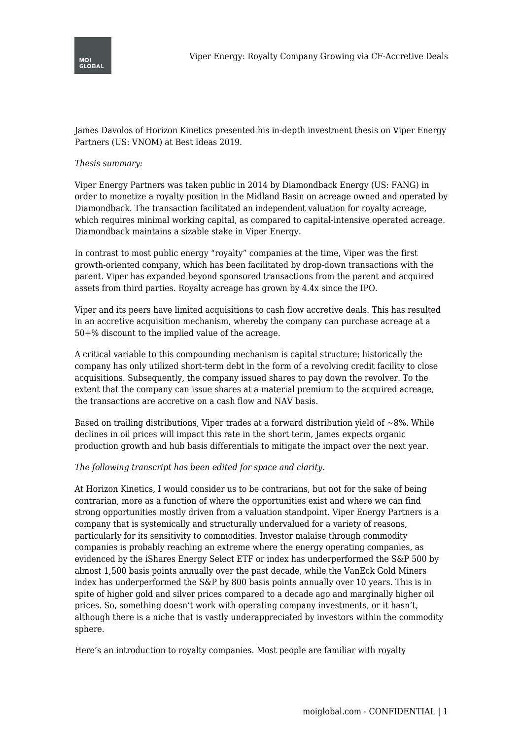James Davolos of Horizon Kinetics presented his in-depth investment thesis on Viper Energy Partners (US: VNOM) at Best Ideas 2019.

*Thesis summary:*

Viper Energy Partners was taken public in 2014 by Diamondback Energy (US: FANG) in order to monetize a royalty position in the Midland Basin on acreage owned and operated by Diamondback. The transaction facilitated an independent valuation for royalty acreage, which requires minimal working capital, as compared to capital-intensive operated acreage. Diamondback maintains a sizable stake in Viper Energy.

In contrast to most public energy "royalty" companies at the time, Viper was the first growth-oriented company, which has been facilitated by drop-down transactions with the parent. Viper has expanded beyond sponsored transactions from the parent and acquired assets from third parties. Royalty acreage has grown by 4.4x since the IPO.

Viper and its peers have limited acquisitions to cash flow accretive deals. This has resulted in an accretive acquisition mechanism, whereby the company can purchase acreage at a 50+% discount to the implied value of the acreage.

A critical variable to this compounding mechanism is capital structure; historically the company has only utilized short-term debt in the form of a revolving credit facility to close acquisitions. Subsequently, the company issued shares to pay down the revolver. To the extent that the company can issue shares at a material premium to the acquired acreage, the transactions are accretive on a cash flow and NAV basis.

Based on trailing distributions, Viper trades at a forward distribution yield of ~8%. While declines in oil prices will impact this rate in the short term, James expects organic production growth and hub basis differentials to mitigate the impact over the next year.

*The following transcript has been edited for space and clarity.*

At Horizon Kinetics, I would consider us to be contrarians, but not for the sake of being contrarian, more as a function of where the opportunities exist and where we can find strong opportunities mostly driven from a valuation standpoint. Viper Energy Partners is a company that is systemically and structurally undervalued for a variety of reasons, particularly for its sensitivity to commodities. Investor malaise through commodity companies is probably reaching an extreme where the energy operating companies, as evidenced by the iShares Energy Select ETF or index has underperformed the S&P 500 by almost 1,500 basis points annually over the past decade, while the VanEck Gold Miners index has underperformed the S&P by 800 basis points annually over 10 years. This is in spite of higher gold and silver prices compared to a decade ago and marginally higher oil prices. So, something doesn't work with operating company investments, or it hasn't, although there is a niche that is vastly underappreciated by investors within the commodity sphere.

Here's an introduction to royalty companies. Most people are familiar with royalty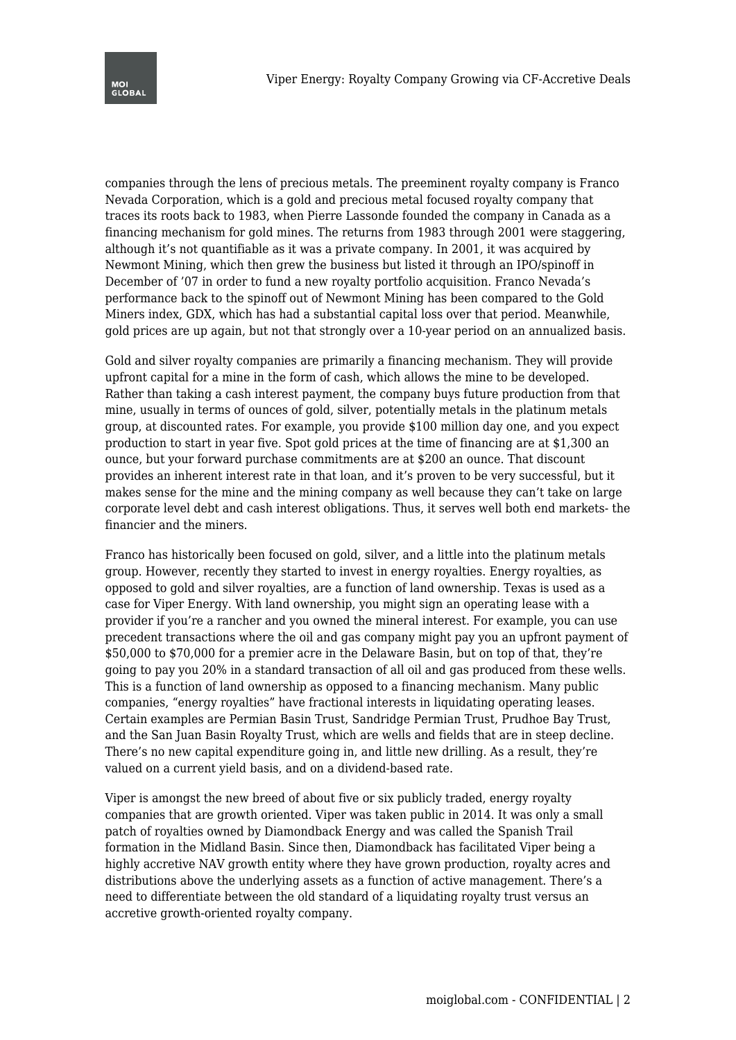companies through the lens of precious metals. The preeminent royalty company is Franco Nevada Corporation, which is a gold and precious metal focused royalty company that traces its roots back to 1983, when Pierre Lassonde founded the company in Canada as a financing mechanism for gold mines. The returns from 1983 through 2001 were staggering, although it's not quantifiable as it was a private company. In 2001, it was acquired by Newmont Mining, which then grew the business but listed it through an IPO/spinoff in December of '07 in order to fund a new royalty portfolio acquisition. Franco Nevada's performance back to the spinoff out of Newmont Mining has been compared to the Gold Miners index, GDX, which has had a substantial capital loss over that period. Meanwhile, gold prices are up again, but not that strongly over a 10-year period on an annualized basis.

Gold and silver royalty companies are primarily a financing mechanism. They will provide upfront capital for a mine in the form of cash, which allows the mine to be developed. Rather than taking a cash interest payment, the company buys future production from that mine, usually in terms of ounces of gold, silver, potentially metals in the platinum metals group, at discounted rates. For example, you provide $100 million day one, and you expect production to start in year five. Spot gold prices at the time of financing are at $1,300 an ounce, but your forward purchase commitments are at $200 an ounce. That discount provides an inherent interest rate in that loan, and it's proven to be very successful, but it makes sense for the mine and the mining company as well because they can't take on large corporate level debt and cash interest obligations. Thus, it serves well both end markets- the financier and the miners.

Franco has historically been focused on gold, silver, and a little into the platinum metals group. However, recently they started to invest in energy royalties. Energy royalties, as opposed to gold and silver royalties, are a function of land ownership. Texas is used as a case for Viper Energy. With land ownership, you might sign an operating lease with a provider if you're a rancher and you owned the mineral interest. For example, you can use precedent transactions where the oil and gas company might pay you an upfront payment of $50,000 to $70,000 for a premier acre in the Delaware Basin, but on top of that, they're going to pay you 20% in a standard transaction of all oil and gas produced from these wells. This is a function of land ownership as opposed to a financing mechanism. Many public companies, "energy royalties" have fractional interests in liquidating operating leases. Certain examples are Permian Basin Trust, Sandridge Permian Trust, Prudhoe Bay Trust, and the San Juan Basin Royalty Trust, which are wells and fields that are in steep decline. There's no new capital expenditure going in, and little new drilling. As a result, they're valued on a current yield basis, and on a dividend-based rate.

Viper is amongst the new breed of about five or six publicly traded, energy royalty companies that are growth oriented. Viper was taken public in 2014. It was only a small patch of royalties owned by Diamondback Energy and was called the Spanish Trail formation in the Midland Basin. Since then, Diamondback has facilitated Viper being a highly accretive NAV growth entity where they have grown production, royalty acres and distributions above the underlying assets as a function of active management. There's a need to differentiate between the old standard of a liquidating royalty trust versus an accretive growth-oriented royalty company.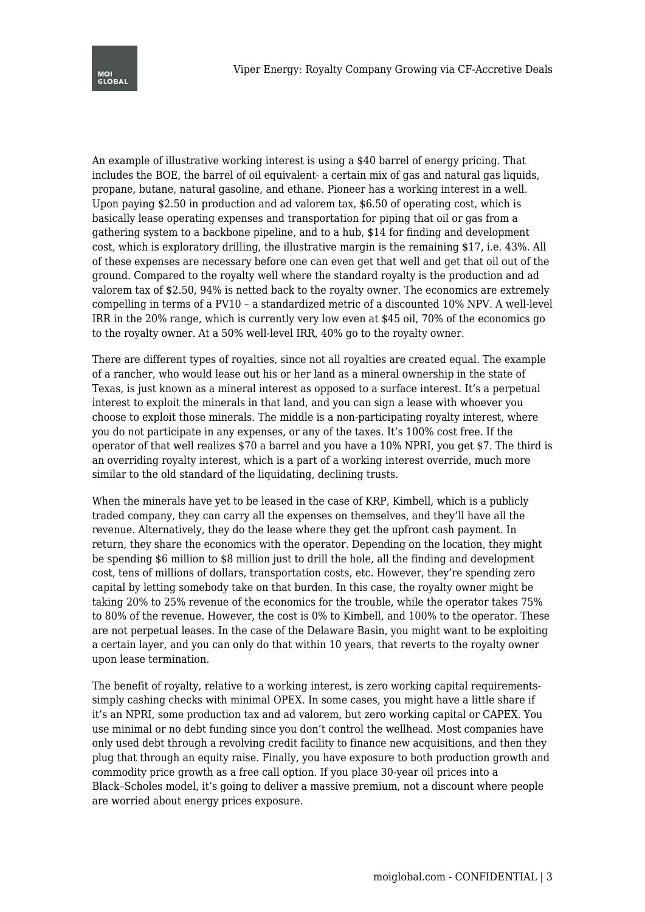An example of illustrative working interest is using a $40 barrel of energy pricing. That includes the BOE, the barrel of oil equivalent- a certain mix of gas and natural gas liquids, propane, butane, natural gasoline, and ethane. Pioneer has a working interest in a well. Upon paying $2.50 in production and ad valorem tax, $6.50 of operating cost, which is basically lease operating expenses and transportation for piping that oil or gas from a gathering system to a backbone pipeline, and to a hub, $14 for finding and development cost, which is exploratory drilling, the illustrative margin is the remaining $17, i.e. 43%. All of these expenses are necessary before one can even get that well and get that oil out of the ground. Compared to the royalty well where the standard royalty is the production and ad valorem tax of $2.50, 94% is netted back to the royalty owner. The economics are extremely compelling in terms of a PV10 – a standardized metric of a discounted 10% NPV. A well-level IRR in the 20% range, which is currently very low even at $45 oil, 70% of the economics go to the royalty owner. At a 50% well-level IRR, 40% go to the royalty owner.

There are different types of royalties, since not all royalties are created equal. The example of a rancher, who would lease out his or her land as a mineral ownership in the state of Texas, is just known as a mineral interest as opposed to a surface interest. It's a perpetual interest to exploit the minerals in that land, and you can sign a lease with whoever you choose to exploit those minerals. The middle is a non-participating royalty interest, where you do not participate in any expenses, or any of the taxes. It's 100% cost free. If the operator of that well realizes $70 a barrel and you have a 10% NPRI, you get $7. The third is an overriding royalty interest, which is a part of a working interest override, much more similar to the old standard of the liquidating, declining trusts.

When the minerals have yet to be leased in the case of KRP, Kimbell, which is a publicly traded company, they can carry all the expenses on themselves, and they'll have all the revenue. Alternatively, they do the lease where they get the upfront cash payment. In return, they share the economics with the operator. Depending on the location, they might be spending $6 million to $8 million just to drill the hole, all the finding and development cost, tens of millions of dollars, transportation costs, etc. However, they're spending zero capital by letting somebody take on that burden. In this case, the royalty owner might be taking 20% to 25% revenue of the economics for the trouble, while the operator takes 75% to 80% of the revenue. However, the cost is 0% to Kimbell, and 100% to the operator. These are not perpetual leases. In the case of the Delaware Basin, you might want to be exploiting a certain layer, and you can only do that within 10 years, that reverts to the royalty owner upon lease termination.

The benefit of royalty, relative to a working interest, is zero working capital requirements-simply cashing checks with minimal OPEX. In some cases, you might have a little share if it's an NPRI, some production tax and ad valorem, but zero working capital or CAPEX. You use minimal or no debt funding since you don't control the wellhead. Most companies have only used debt through a revolving credit facility to finance new acquisitions, and then they plug that through an equity raise. Finally, you have exposure to both production growth and commodity price growth as a free call option. If you place 30-year oil prices into a Black–Scholes model, it's going to deliver a massive premium, not a discount where people are worried about energy prices exposure.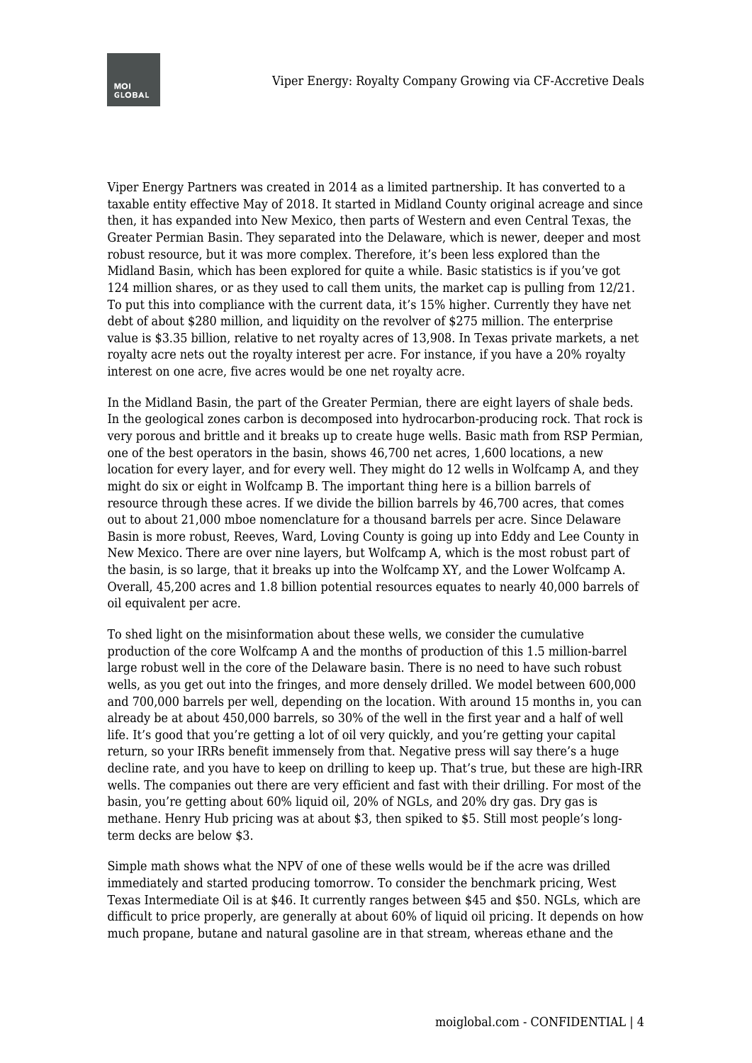Viper Energy Partners was created in 2014 as a limited partnership. It has converted to a taxable entity effective May of 2018. It started in Midland County original acreage and since then, it has expanded into New Mexico, then parts of Western and even Central Texas, the Greater Permian Basin. They separated into the Delaware, which is newer, deeper and most robust resource, but it was more complex. Therefore, it's been less explored than the Midland Basin, which has been explored for quite a while. Basic statistics is if you've got 124 million shares, or as they used to call them units, the market cap is pulling from 12/21. To put this into compliance with the current data, it's 15% higher. Currently they have net debt of about $280 million, and liquidity on the revolver of $275 million. The enterprise value is $3.35 billion, relative to net royalty acres of 13,908. In Texas private markets, a net royalty acre nets out the royalty interest per acre. For instance, if you have a 20% royalty interest on one acre, five acres would be one net royalty acre.

In the Midland Basin, the part of the Greater Permian, there are eight layers of shale beds. In the geological zones carbon is decomposed into hydrocarbon-producing rock. That rock is very porous and brittle and it breaks up to create huge wells. Basic math from RSP Permian, one of the best operators in the basin, shows 46,700 net acres, 1,600 locations, a new location for every layer, and for every well. They might do 12 wells in Wolfcamp A, and they might do six or eight in Wolfcamp B. The important thing here is a billion barrels of resource through these acres. If we divide the billion barrels by 46,700 acres, that comes out to about 21,000 mboe nomenclature for a thousand barrels per acre. Since Delaware Basin is more robust, Reeves, Ward, Loving County is going up into Eddy and Lee County in New Mexico. There are over nine layers, but Wolfcamp A, which is the most robust part of the basin, is so large, that it breaks up into the Wolfcamp XY, and the Lower Wolfcamp A. Overall, 45,200 acres and 1.8 billion potential resources equates to nearly 40,000 barrels of oil equivalent per acre.

To shed light on the misinformation about these wells, we consider the cumulative production of the core Wolfcamp A and the months of production of this 1.5 million-barrel large robust well in the core of the Delaware basin. There is no need to have such robust wells, as you get out into the fringes, and more densely drilled. We model between 600,000 and 700,000 barrels per well, depending on the location. With around 15 months in, you can already be at about 450,000 barrels, so 30% of the well in the first year and a half of well life. It's good that you're getting a lot of oil very quickly, and you're getting your capital return, so your IRRs benefit immensely from that. Negative press will say there's a huge decline rate, and you have to keep on drilling to keep up. That's true, but these are high-IRR wells. The companies out there are very efficient and fast with their drilling. For most of the basin, you're getting about 60% liquid oil, 20% of NGLs, and 20% dry gas. Dry gas is methane. Henry Hub pricing was at about $3, then spiked to $5. Still most people's long-term decks are below $3.

Simple math shows what the NPV of one of these wells would be if the acre was drilled immediately and started producing tomorrow. To consider the benchmark pricing, West Texas Intermediate Oil is at $46. It currently ranges between $45 and $50. NGLs, which are difficult to price properly, are generally at about 60% of liquid oil pricing. It depends on how much propane, butane and natural gasoline are in that stream, whereas ethane and the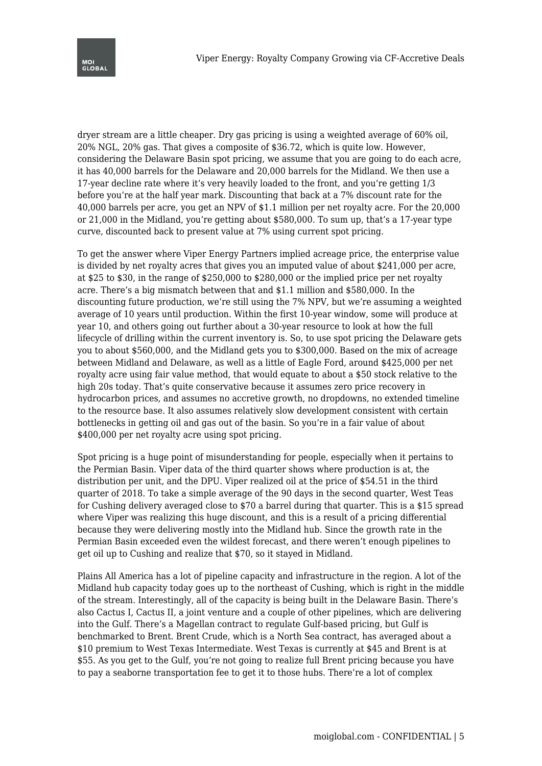dryer stream are a little cheaper. Dry gas pricing is using a weighted average of 60% oil, 20% NGL, 20% gas. That gives a composite of $36.72, which is quite low. However, considering the Delaware Basin spot pricing, we assume that you are going to do each acre, it has 40,000 barrels for the Delaware and 20,000 barrels for the Midland. We then use a 17-year decline rate where it's very heavily loaded to the front, and you're getting 1/3 before you're at the half year mark. Discounting that back at a 7% discount rate for the 40,000 barrels per acre, you get an NPV of $1.1 million per net royalty acre. For the 20,000 or 21,000 in the Midland, you're getting about $580,000. To sum up, that's a 17-year type curve, discounted back to present value at 7% using current spot pricing.

To get the answer where Viper Energy Partners implied acreage price, the enterprise value is divided by net royalty acres that gives you an imputed value of about $241,000 per acre, at $25 to $30, in the range of $250,000 to $280,000 or the implied price per net royalty acre. There's a big mismatch between that and $1.1 million and $580,000. In the discounting future production, we're still using the 7% NPV, but we're assuming a weighted average of 10 years until production. Within the first 10-year window, some will produce at year 10, and others going out further about a 30-year resource to look at how the full lifecycle of drilling within the current inventory is. So, to use spot pricing the Delaware gets you to about $560,000, and the Midland gets you to $300,000. Based on the mix of acreage between Midland and Delaware, as well as a little of Eagle Ford, around $425,000 per net royalty acre using fair value method, that would equate to about a $50 stock relative to the high 20s today. That's quite conservative because it assumes zero price recovery in hydrocarbon prices, and assumes no accretive growth, no dropdowns, no extended timeline to the resource base. It also assumes relatively slow development consistent with certain bottlenecks in getting oil and gas out of the basin. So you're in a fair value of about $400,000 per net royalty acre using spot pricing.

Spot pricing is a huge point of misunderstanding for people, especially when it pertains to the Permian Basin. Viper data of the third quarter shows where production is at, the distribution per unit, and the DPU. Viper realized oil at the price of $54.51 in the third quarter of 2018. To take a simple average of the 90 days in the second quarter, West Teas for Cushing delivery averaged close to $70 a barrel during that quarter. This is a $15 spread where Viper was realizing this huge discount, and this is a result of a pricing differential because they were delivering mostly into the Midland hub. Since the growth rate in the Permian Basin exceeded even the wildest forecast, and there weren't enough pipelines to get oil up to Cushing and realize that $70, so it stayed in Midland.

Plains All America has a lot of pipeline capacity and infrastructure in the region. A lot of the Midland hub capacity today goes up to the northeast of Cushing, which is right in the middle of the stream. Interestingly, all of the capacity is being built in the Delaware Basin. There's also Cactus I, Cactus II, a joint venture and a couple of other pipelines, which are delivering into the Gulf. There's a Magellan contract to regulate Gulf-based pricing, but Gulf is benchmarked to Brent. Brent Crude, which is a North Sea contract, has averaged about a $10 premium to West Texas Intermediate. West Texas is currently at $45 and Brent is at $55. As you get to the Gulf, you're not going to realize full Brent pricing because you have to pay a seaborne transportation fee to get it to those hubs. There're a lot of complex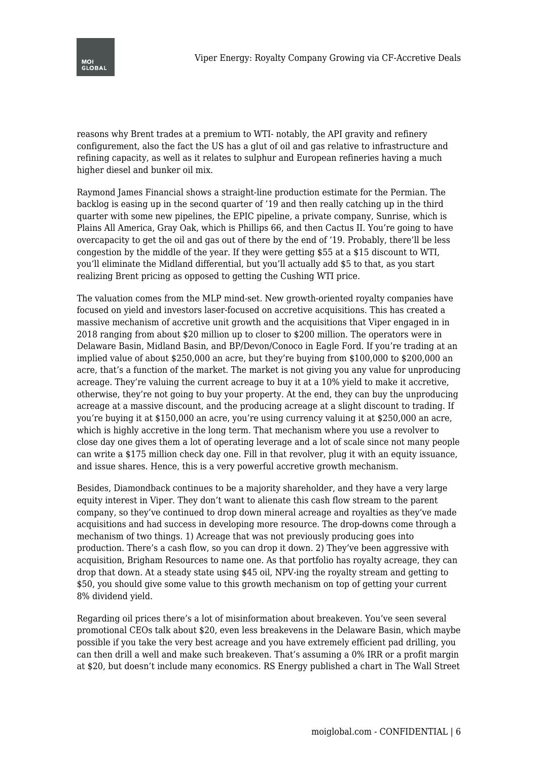reasons why Brent trades at a premium to WTI- notably, the API gravity and refinery configurement, also the fact the US has a glut of oil and gas relative to infrastructure and refining capacity, as well as it relates to sulphur and European refineries having a much higher diesel and bunker oil mix.

Raymond James Financial shows a straight-line production estimate for the Permian. The backlog is easing up in the second quarter of ’19 and then really catching up in the third quarter with some new pipelines, the EPIC pipeline, a private company, Sunrise, which is Plains All America, Gray Oak, which is Phillips 66, and then Cactus II. You’re going to have overcapacity to get the oil and gas out of there by the end of ’19. Probably, there’ll be less congestion by the middle of the year. If they were getting $55 at a $15 discount to WTI, you’ll eliminate the Midland differential, but you’ll actually add $5 to that, as you start realizing Brent pricing as opposed to getting the Cushing WTI price.

The valuation comes from the MLP mind-set. New growth-oriented royalty companies have focused on yield and investors laser-focused on accretive acquisitions. This has created a massive mechanism of accretive unit growth and the acquisitions that Viper engaged in in 2018 ranging from about $20 million up to closer to $200 million. The operators were in Delaware Basin, Midland Basin, and BP/Devon/Conoco in Eagle Ford. If you’re trading at an implied value of about $250,000 an acre, but they’re buying from $100,000 to $200,000 an acre, that’s a function of the market. The market is not giving you any value for unproducing acreage. They’re valuing the current acreage to buy it at a 10% yield to make it accretive, otherwise, they’re not going to buy your property. At the end, they can buy the unproducing acreage at a massive discount, and the producing acreage at a slight discount to trading. If you’re buying it at $150,000 an acre, you’re using currency valuing it at $250,000 an acre, which is highly accretive in the long term. That mechanism where you use a revolver to close day one gives them a lot of operating leverage and a lot of scale since not many people can write a $175 million check day one. Fill in that revolver, plug it with an equity issuance, and issue shares. Hence, this is a very powerful accretive growth mechanism.

Besides, Diamondback continues to be a majority shareholder, and they have a very large equity interest in Viper. They don’t want to alienate this cash flow stream to the parent company, so they’ve continued to drop down mineral acreage and royalties as they’ve made acquisitions and had success in developing more resource. The drop-downs come through a mechanism of two things. 1) Acreage that was not previously producing goes into production. There’s a cash flow, so you can drop it down. 2) They’ve been aggressive with acquisition, Brigham Resources to name one. As that portfolio has royalty acreage, they can drop that down. At a steady state using $45 oil, NPV-ing the royalty stream and getting to $50, you should give some value to this growth mechanism on top of getting your current 8% dividend yield.

Regarding oil prices there’s a lot of misinformation about breakeven. You’ve seen several promotional CEOs talk about $20, even less breakevens in the Delaware Basin, which maybe possible if you take the very best acreage and you have extremely efficient pad drilling, you can then drill a well and make such breakeven. That’s assuming a 0% IRR or a profit margin at $20, but doesn’t include many economics. RS Energy published a chart in The Wall Street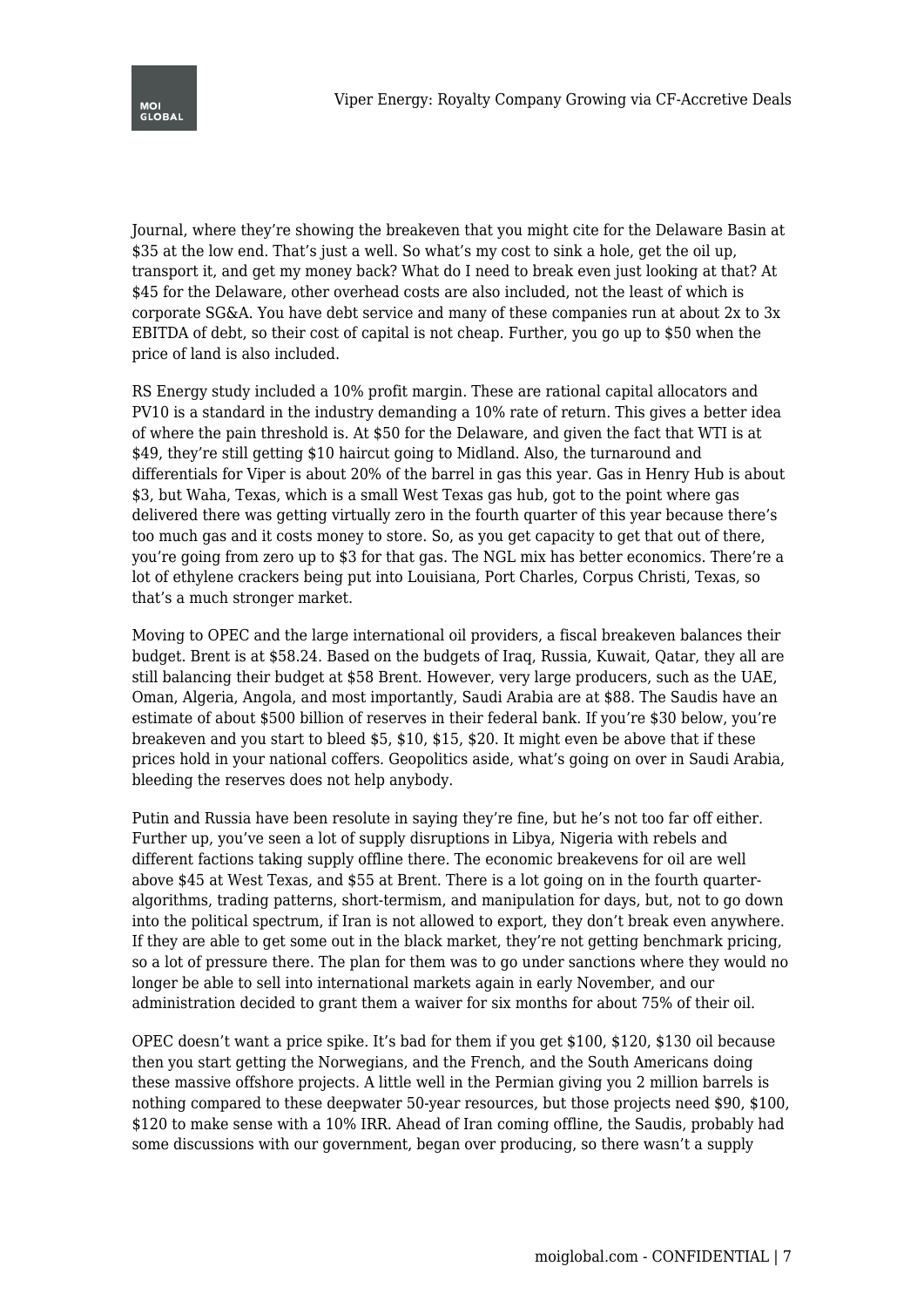Journal, where they're showing the breakeven that you might cite for the Delaware Basin at $35 at the low end. That's just a well. So what's my cost to sink a hole, get the oil up, transport it, and get my money back? What do I need to break even just looking at that? At $45 for the Delaware, other overhead costs are also included, not the least of which is corporate SG&A. You have debt service and many of these companies run at about 2x to 3x EBITDA of debt, so their cost of capital is not cheap. Further, you go up to $50 when the price of land is also included.

RS Energy study included a 10% profit margin. These are rational capital allocators and PV10 is a standard in the industry demanding a 10% rate of return. This gives a better idea of where the pain threshold is. At $50 for the Delaware, and given the fact that WTI is at $49, they're still getting $10 haircut going to Midland. Also, the turnaround and differentials for Viper is about 20% of the barrel in gas this year. Gas in Henry Hub is about $3, but Waha, Texas, which is a small West Texas gas hub, got to the point where gas delivered there was getting virtually zero in the fourth quarter of this year because there's too much gas and it costs money to store. So, as you get capacity to get that out of there, you're going from zero up to $3 for that gas. The NGL mix has better economics. There're a lot of ethylene crackers being put into Louisiana, Port Charles, Corpus Christi, Texas, so that's a much stronger market.

Moving to OPEC and the large international oil providers, a fiscal breakeven balances their budget. Brent is at $58.24. Based on the budgets of Iraq, Russia, Kuwait, Qatar, they all are still balancing their budget at $58 Brent. However, very large producers, such as the UAE, Oman, Algeria, Angola, and most importantly, Saudi Arabia are at $88. The Saudis have an estimate of about $500 billion of reserves in their federal bank. If you're $30 below, you're breakeven and you start to bleed $5, $10, $15, $20. It might even be above that if these prices hold in your national coffers. Geopolitics aside, what's going on over in Saudi Arabia, bleeding the reserves does not help anybody.

Putin and Russia have been resolute in saying they're fine, but he's not too far off either. Further up, you've seen a lot of supply disruptions in Libya, Nigeria with rebels and different factions taking supply offline there. The economic breakevens for oil are well above $45 at West Texas, and $55 at Brent. There is a lot going on in the fourth quarter-algorithms, trading patterns, short-termism, and manipulation for days, but, not to go down into the political spectrum, if Iran is not allowed to export, they don't break even anywhere. If they are able to get some out in the black market, they're not getting benchmark pricing, so a lot of pressure there. The plan for them was to go under sanctions where they would no longer be able to sell into international markets again in early November, and our administration decided to grant them a waiver for six months for about 75% of their oil.

OPEC doesn't want a price spike. It's bad for them if you get $100, $120, $130 oil because then you start getting the Norwegians, and the French, and the South Americans doing these massive offshore projects. A little well in the Permian giving you 2 million barrels is nothing compared to these deepwater 50-year resources, but those projects need $90, $100, $120 to make sense with a 10% IRR. Ahead of Iran coming offline, the Saudis, probably had some discussions with our government, began over producing, so there wasn't a supply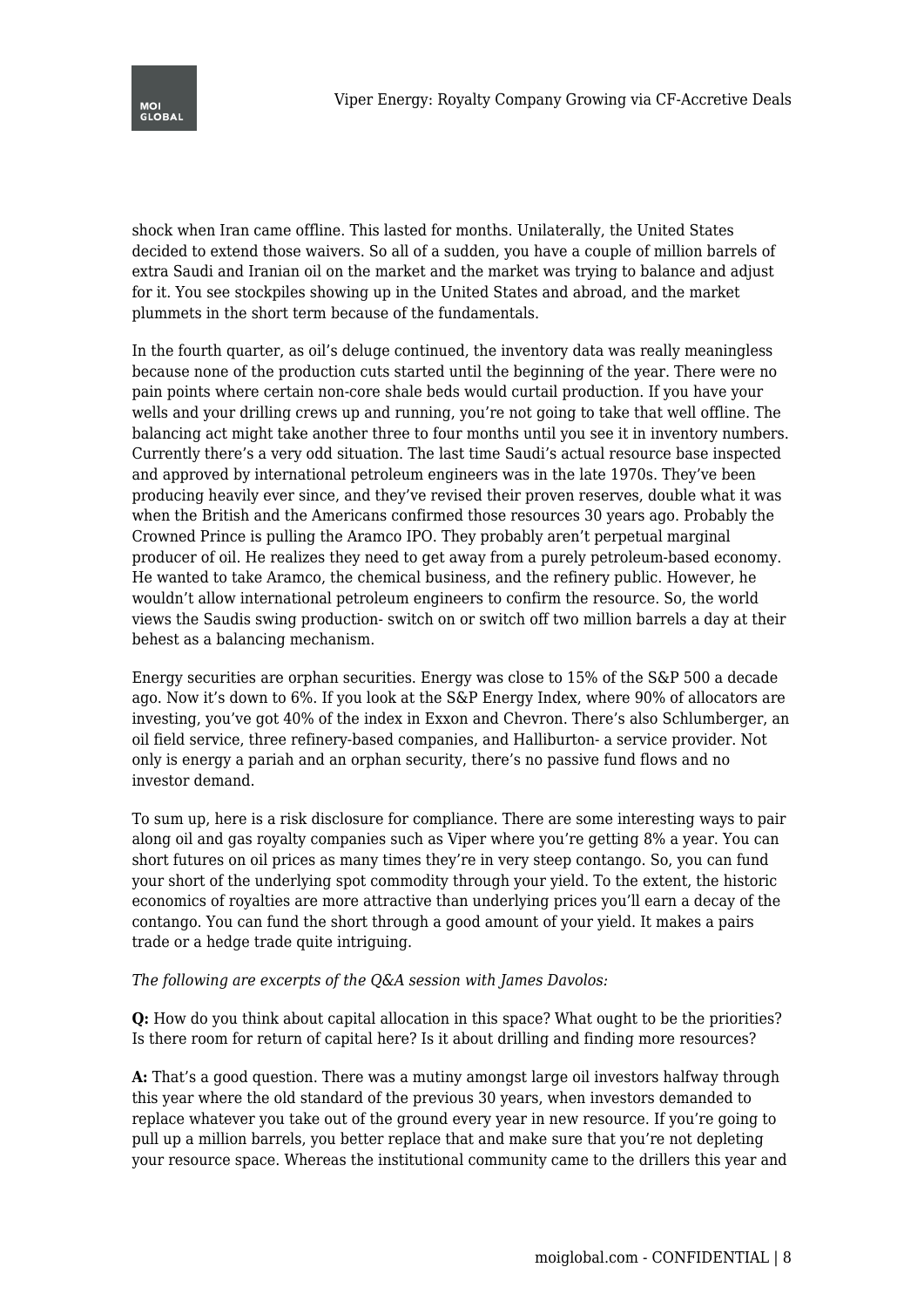shock when Iran came offline. This lasted for months. Unilaterally, the United States decided to extend those waivers. So all of a sudden, you have a couple of million barrels of extra Saudi and Iranian oil on the market and the market was trying to balance and adjust for it. You see stockpiles showing up in the United States and abroad, and the market plummets in the short term because of the fundamentals.

In the fourth quarter, as oil's deluge continued, the inventory data was really meaningless because none of the production cuts started until the beginning of the year. There were no pain points where certain non-core shale beds would curtail production. If you have your wells and your drilling crews up and running, you're not going to take that well offline. The balancing act might take another three to four months until you see it in inventory numbers. Currently there's a very odd situation. The last time Saudi's actual resource base inspected and approved by international petroleum engineers was in the late 1970s. They've been producing heavily ever since, and they've revised their proven reserves, double what it was when the British and the Americans confirmed those resources 30 years ago. Probably the Crowned Prince is pulling the Aramco IPO. They probably aren't perpetual marginal producer of oil. He realizes they need to get away from a purely petroleum-based economy. He wanted to take Aramco, the chemical business, and the refinery public. However, he wouldn't allow international petroleum engineers to confirm the resource. So, the world views the Saudis swing production- switch on or switch off two million barrels a day at their behest as a balancing mechanism.

Energy securities are orphan securities. Energy was close to 15% of the S&P 500 a decade ago. Now it's down to 6%. If you look at the S&P Energy Index, where 90% of allocators are investing, you've got 40% of the index in Exxon and Chevron. There's also Schlumberger, an oil field service, three refinery-based companies, and Halliburton- a service provider. Not only is energy a pariah and an orphan security, there's no passive fund flows and no investor demand.

To sum up, here is a risk disclosure for compliance. There are some interesting ways to pair along oil and gas royalty companies such as Viper where you're getting 8% a year. You can short futures on oil prices as many times they're in very steep contango. So, you can fund your short of the underlying spot commodity through your yield. To the extent, the historic economics of royalties are more attractive than underlying prices you'll earn a decay of the contango. You can fund the short through a good amount of your yield. It makes a pairs trade or a hedge trade quite intriguing.

*The following are excerpts of the Q&A session with James Davolos:*

**Q:** How do you think about capital allocation in this space? What ought to be the priorities? Is there room for return of capital here? Is it about drilling and finding more resources?

**A:** That's a good question. There was a mutiny amongst large oil investors halfway through this year where the old standard of the previous 30 years, when investors demanded to replace whatever you take out of the ground every year in new resource. If you're going to pull up a million barrels, you better replace that and make sure that you're not depleting your resource space. Whereas the institutional community came to the drillers this year and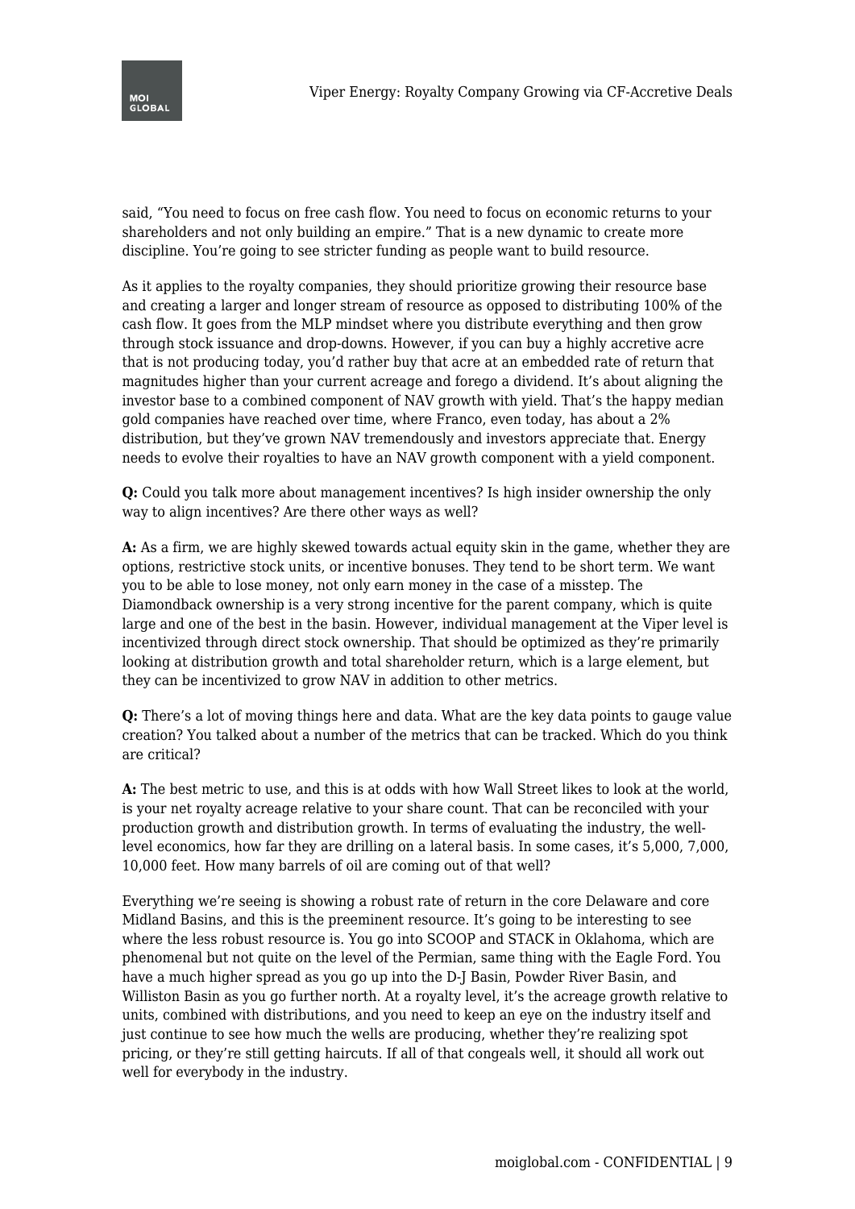said, "You need to focus on free cash flow. You need to focus on economic returns to your shareholders and not only building an empire." That is a new dynamic to create more discipline. You're going to see stricter funding as people want to build resource.

As it applies to the royalty companies, they should prioritize growing their resource base and creating a larger and longer stream of resource as opposed to distributing 100% of the cash flow. It goes from the MLP mindset where you distribute everything and then grow through stock issuance and drop-downs. However, if you can buy a highly accretive acre that is not producing today, you'd rather buy that acre at an embedded rate of return that magnitudes higher than your current acreage and forego a dividend. It's about aligning the investor base to a combined component of NAV growth with yield. That's the happy median gold companies have reached over time, where Franco, even today, has about a 2% distribution, but they've grown NAV tremendously and investors appreciate that. Energy needs to evolve their royalties to have an NAV growth component with a yield component.

**Q:** Could you talk more about management incentives? Is high insider ownership the only way to align incentives? Are there other ways as well?

**A:** As a firm, we are highly skewed towards actual equity skin in the game, whether they are options, restrictive stock units, or incentive bonuses. They tend to be short term. We want you to be able to lose money, not only earn money in the case of a misstep. The Diamondback ownership is a very strong incentive for the parent company, which is quite large and one of the best in the basin. However, individual management at the Viper level is incentivized through direct stock ownership. That should be optimized as they're primarily looking at distribution growth and total shareholder return, which is a large element, but they can be incentivized to grow NAV in addition to other metrics.

**Q:** There's a lot of moving things here and data. What are the key data points to gauge value creation? You talked about a number of the metrics that can be tracked. Which do you think are critical?

**A:** The best metric to use, and this is at odds with how Wall Street likes to look at the world, is your net royalty acreage relative to your share count. That can be reconciled with your production growth and distribution growth. In terms of evaluating the industry, the well-level economics, how far they are drilling on a lateral basis. In some cases, it's 5,000, 7,000, 10,000 feet. How many barrels of oil are coming out of that well?

Everything we're seeing is showing a robust rate of return in the core Delaware and core Midland Basins, and this is the preeminent resource. It's going to be interesting to see where the less robust resource is. You go into SCOOP and STACK in Oklahoma, which are phenomenal but not quite on the level of the Permian, same thing with the Eagle Ford. You have a much higher spread as you go up into the D-J Basin, Powder River Basin, and Williston Basin as you go further north. At a royalty level, it's the acreage growth relative to units, combined with distributions, and you need to keep an eye on the industry itself and just continue to see how much the wells are producing, whether they're realizing spot pricing, or they're still getting haircuts. If all of that congeals well, it should all work out well for everybody in the industry.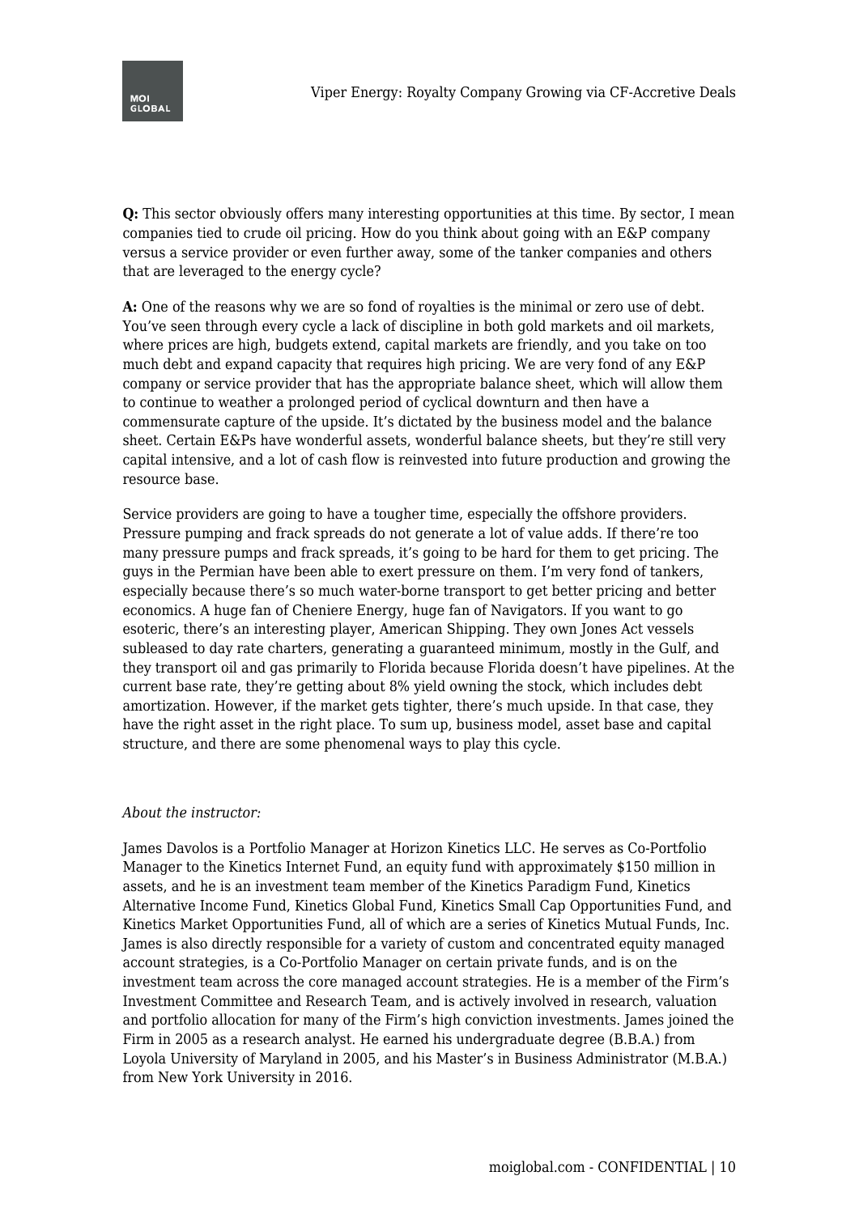**Q:** This sector obviously offers many interesting opportunities at this time. By sector, I mean companies tied to crude oil pricing. How do you think about going with an E&P company versus a service provider or even further away, some of the tanker companies and others that are leveraged to the energy cycle?

**A:** One of the reasons why we are so fond of royalties is the minimal or zero use of debt. You've seen through every cycle a lack of discipline in both gold markets and oil markets, where prices are high, budgets extend, capital markets are friendly, and you take on too much debt and expand capacity that requires high pricing. We are very fond of any E&P company or service provider that has the appropriate balance sheet, which will allow them to continue to weather a prolonged period of cyclical downturn and then have a commensurate capture of the upside. It's dictated by the business model and the balance sheet. Certain E&Ps have wonderful assets, wonderful balance sheets, but they're still very capital intensive, and a lot of cash flow is reinvested into future production and growing the resource base.

Service providers are going to have a tougher time, especially the offshore providers. Pressure pumping and frack spreads do not generate a lot of value adds. If there're too many pressure pumps and frack spreads, it's going to be hard for them to get pricing. The guys in the Permian have been able to exert pressure on them. I'm very fond of tankers, especially because there's so much water-borne transport to get better pricing and better economics. A huge fan of Cheniere Energy, huge fan of Navigators. If you want to go esoteric, there's an interesting player, American Shipping. They own Jones Act vessels subleased to day rate charters, generating a guaranteed minimum, mostly in the Gulf, and they transport oil and gas primarily to Florida because Florida doesn't have pipelines. At the current base rate, they're getting about 8% yield owning the stock, which includes debt amortization. However, if the market gets tighter, there's much upside. In that case, they have the right asset in the right place. To sum up, business model, asset base and capital structure, and there are some phenomenal ways to play this cycle.

*About the instructor:*

James Davolos is a Portfolio Manager at Horizon Kinetics LLC. He serves as Co-Portfolio Manager to the Kinetics Internet Fund, an equity fund with approximately $150 million in assets, and he is an investment team member of the Kinetics Paradigm Fund, Kinetics Alternative Income Fund, Kinetics Global Fund, Kinetics Small Cap Opportunities Fund, and Kinetics Market Opportunities Fund, all of which are a series of Kinetics Mutual Funds, Inc. James is also directly responsible for a variety of custom and concentrated equity managed account strategies, is a Co-Portfolio Manager on certain private funds, and is on the investment team across the core managed account strategies. He is a member of the Firm's Investment Committee and Research Team, and is actively involved in research, valuation and portfolio allocation for many of the Firm's high conviction investments. James joined the Firm in 2005 as a research analyst. He earned his undergraduate degree (B.B.A.) from Loyola University of Maryland in 2005, and his Master's in Business Administrator (M.B.A.) from New York University in 2016.